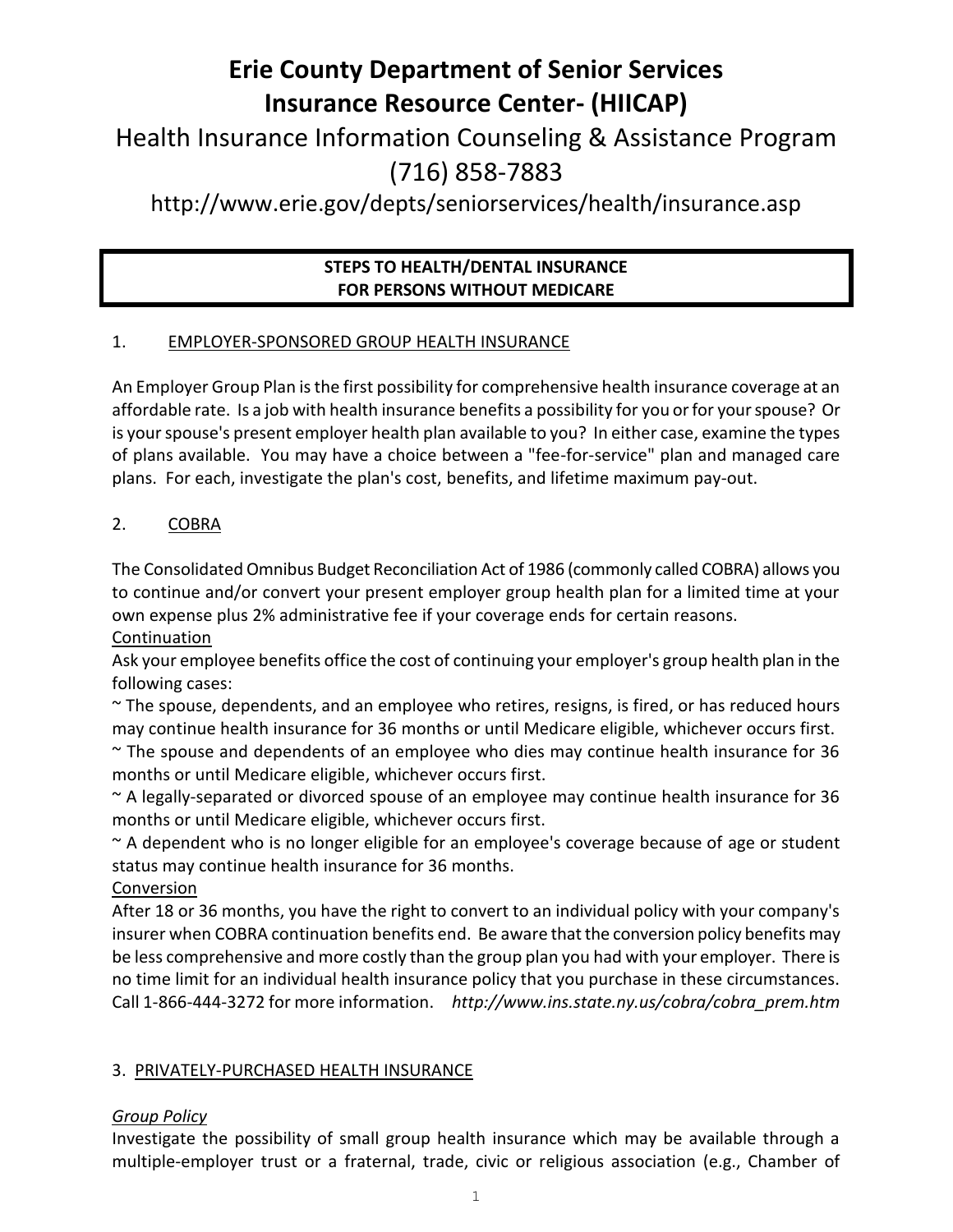# Erie County Department of Senior Services
# Insurance Resource Center- (HIICAP)

## Health Insurance Information Counseling & Assistance Program

(716) 858-7883

http://www.erie.gov/depts/seniorservices/health/insurance.asp

**STEPS TO HEALTH/DENTAL INSURANCE**
**FOR PERSONS WITHOUT MEDICARE**

### 1. EMPLOYER-SPONSORED GROUP HEALTH INSURANCE

An Employer Group Plan is the first possibility for comprehensive health insurance coverage at an affordable rate. Is a job with health insurance benefits a possibility for you or for your spouse? Or is your spouse's present employer health plan available to you? In either case, examine the types of plans available. You may have a choice between a "fee-for-service" plan and managed care plans. For each, investigate the plan's cost, benefits, and lifetime maximum pay-out.

### 2. COBRA

The Consolidated Omnibus Budget Reconciliation Act of 1986 (commonly called COBRA) allows you to continue and/or convert your present employer group health plan for a limited time at your own expense plus 2% administrative fee if your coverage ends for certain reasons.

Continuation

Ask your employee benefits office the cost of continuing your employer's group health plan in the following cases:

~ The spouse, dependents, and an employee who retires, resigns, is fired, or has reduced hours may continue health insurance for 36 months or until Medicare eligible, whichever occurs first.

~ The spouse and dependents of an employee who dies may continue health insurance for 36 months or until Medicare eligible, whichever occurs first.

~ A legally-separated or divorced spouse of an employee may continue health insurance for 36 months or until Medicare eligible, whichever occurs first.

~ A dependent who is no longer eligible for an employee's coverage because of age or student status may continue health insurance for 36 months.

Conversion

After 18 or 36 months, you have the right to convert to an individual policy with your company's insurer when COBRA continuation benefits end. Be aware that the conversion policy benefits may be less comprehensive and more costly than the group plan you had with your employer. There is no time limit for an individual health insurance policy that you purchase in these circumstances. Call 1-866-444-3272 for more information. *http://www.ins.state.ny.us/cobra/cobra_prem.htm*

### 3. PRIVATELY-PURCHASED HEALTH INSURANCE

*Group Policy*

Investigate the possibility of small group health insurance which may be available through a multiple-employer trust or a fraternal, trade, civic or religious association (e.g., Chamber of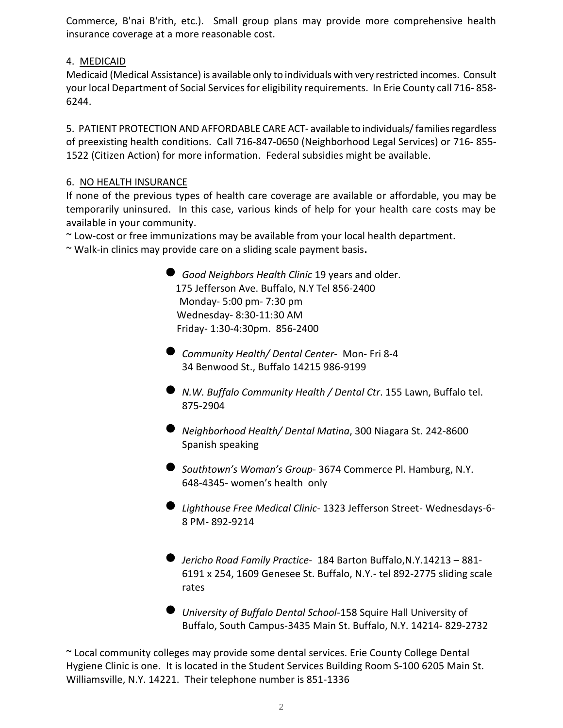Commerce, B'nai B'rith, etc.). Small group plans may provide more comprehensive health insurance coverage at a more reasonable cost.

4. MEDICAID

Medicaid (Medical Assistance) is available only to individuals with very restricted incomes. Consult your local Department of Social Services for eligibility requirements. In Erie County call 716- 858-6244.

5. PATIENT PROTECTION AND AFFORDABLE CARE ACT- available to individuals/ families regardless of preexisting health conditions. Call 716-847-0650 (Neighborhood Legal Services) or 716- 855-1522 (Citizen Action) for more information. Federal subsidies might be available.

6. NO HEALTH INSURANCE

If none of the previous types of health care coverage are available or affordable, you may be temporarily uninsured. In this case, various kinds of help for your health care costs may be available in your community.

~ Low-cost or free immunizations may be available from your local health department.

~ Walk-in clinics may provide care on a sliding scale payment basis**.**

- *Good Neighbors Health Clinic* 19 years and older.
  175 Jefferson Ave. Buffalo, N.Y Tel 856-2400
  Monday- 5:00 pm- 7:30 pm
  Wednesday- 8:30-11:30 AM
  Friday- 1:30-4:30pm. 856-2400

- *Community Health/ Dental Center*- Mon- Fri 8-4
  34 Benwood St., Buffalo 14215 986-9199

- *N.W. Buffalo Community Health / Dental Ctr*. 155 Lawn, Buffalo tel. 875-2904

- *Neighborhood Health/ Dental Matina*, 300 Niagara St. 242-8600 Spanish speaking

- *Southtown's Woman's Group*- 3674 Commerce Pl. Hamburg, N.Y. 648-4345- women's health only

- *Lighthouse Free Medical Clinic*- 1323 Jefferson Street- Wednesdays-6-8 PM- 892-9214

- *Jericho Road Family Practice*- 184 Barton Buffalo,N.Y.14213 – 881-6191 x 254, 1609 Genesee St. Buffalo, N.Y.- tel 892-2775 sliding scale rates

- *University of Buffalo Dental School*-158 Squire Hall University of Buffalo, South Campus-3435 Main St. Buffalo, N.Y. 14214- 829-2732

~ Local community colleges may provide some dental services. Erie County College Dental Hygiene Clinic is one. It is located in the Student Services Building Room S-100 6205 Main St. Williamsville, N.Y. 14221. Their telephone number is 851-1336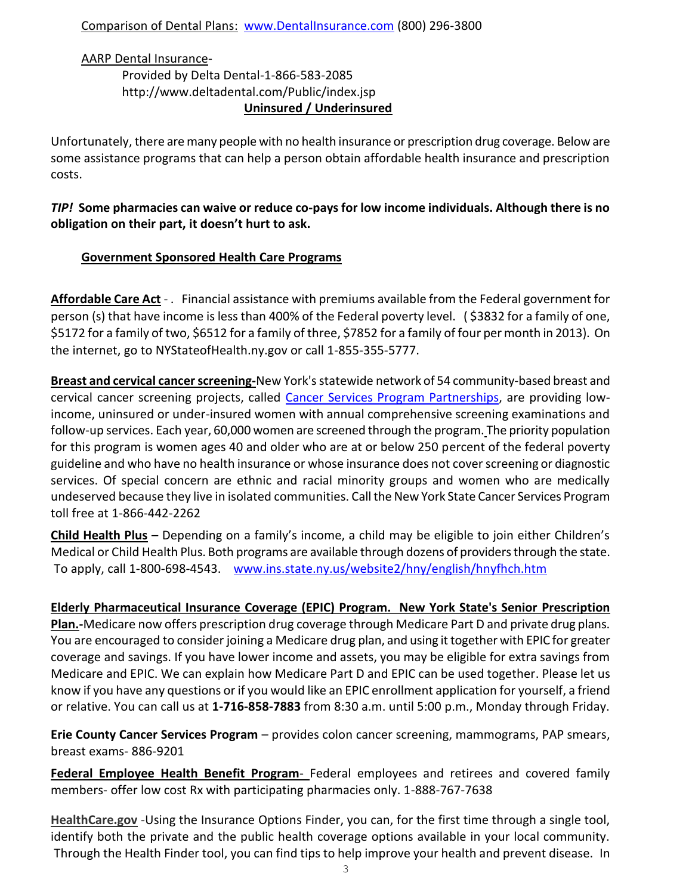Comparison of Dental Plans: [www.DentalInsurance.com](http://www.DentalInsurance.com) (800) 296-3800

AARP Dental Insurance-

Provided by Delta Dental-1-866-583-2085
http://www.deltadental.com/Public/index.jsp

## Uninsured / Underinsured

Unfortunately, there are many people with no health insurance or prescription drug coverage. Below are some assistance programs that can help a person obtain affordable health insurance and prescription costs.

***TIP!* Some pharmacies can waive or reduce co-pays for low income individuals. Although there is no obligation on their part, it doesn't hurt to ask.**

### Government Sponsored Health Care Programs

**Affordable Care Act** - . Financial assistance with premiums available from the Federal government for person (s) that have income is less than 400% of the Federal poverty level. ( $3832 for a family of one, $5172 for a family of two, $6512 for a family of three, $7852 for a family of four per month in 2013). On the internet, go to NYStateofHealth.ny.gov or call 1-855-355-5777.

**Breast and cervical cancer screening-**New York's statewide network of 54 community-based breast and cervical cancer screening projects, called Cancer Services Program Partnerships, are providing low-income, uninsured or under-insured women with annual comprehensive screening examinations and follow-up services. Each year, 60,000 women are screened through the program. The priority population for this program is women ages 40 and older who are at or below 250 percent of the federal poverty guideline and who have no health insurance or whose insurance does not cover screening or diagnostic services. Of special concern are ethnic and racial minority groups and women who are medically undeserved because they live in isolated communities. Call the New York State Cancer Services Program toll free at 1-866-442-2262

**Child Health Plus** – Depending on a family's income, a child may be eligible to join either Children's Medical or Child Health Plus. Both programs are available through dozens of providers through the state. To apply, call 1-800-698-4543. [www.ins.state.ny.us/website2/hny/english/hnyfhch.htm](http://www.ins.state.ny.us/website2/hny/english/hnyfhch.htm)

**Elderly Pharmaceutical Insurance Coverage (EPIC) Program. New York State's Senior Prescription Plan.-**Medicare now offers prescription drug coverage through Medicare Part D and private drug plans. You are encouraged to consider joining a Medicare drug plan, and using it together with EPIC for greater coverage and savings. If you have lower income and assets, you may be eligible for extra savings from Medicare and EPIC. We can explain how Medicare Part D and EPIC can be used together. Please let us know if you have any questions or if you would like an EPIC enrollment application for yourself, a friend or relative. You can call us at **1-716-858-7883** from 8:30 a.m. until 5:00 p.m., Monday through Friday.

**Erie County Cancer Services Program** – provides colon cancer screening, mammograms, PAP smears, breast exams- 886-9201

**Federal Employee Health Benefit Program**- Federal employees and retirees and covered family members- offer low cost Rx with participating pharmacies only. 1-888-767-7638

**HealthCare.gov** -Using the Insurance Options Finder, you can, for the first time through a single tool, identify both the private and the public health coverage options available in your local community. Through the Health Finder tool, you can find tips to help improve your health and prevent disease. In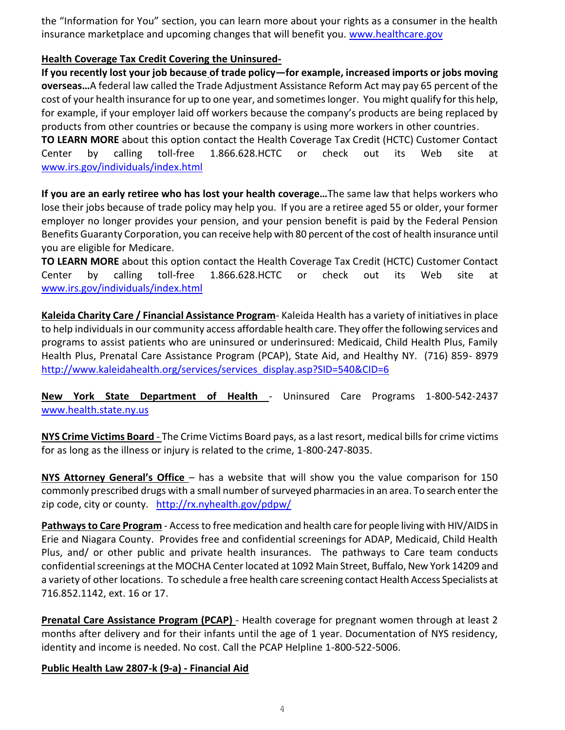the "Information for You" section, you can learn more about your rights as a consumer in the health insurance marketplace and upcoming changes that will benefit you. www.healthcare.gov

**Health Coverage Tax Credit Covering the Uninsured-**

**If you recently lost your job because of trade policy—for example, increased imports or jobs moving overseas…**A federal law called the Trade Adjustment Assistance Reform Act may pay 65 percent of the cost of your health insurance for up to one year, and sometimes longer. You might qualify for this help, for example, if your employer laid off workers because the company's products are being replaced by products from other countries or because the company is using more workers in other countries.

**TO LEARN MORE** about this option contact the Health Coverage Tax Credit (HCTC) Customer Contact Center by calling toll-free 1.866.628.HCTC or check out its Web site at www.irs.gov/individuals/index.html

**If you are an early retiree who has lost your health coverage…**The same law that helps workers who lose their jobs because of trade policy may help you. If you are a retiree aged 55 or older, your former employer no longer provides your pension, and your pension benefit is paid by the Federal Pension Benefits Guaranty Corporation, you can receive help with 80 percent of the cost of health insurance until you are eligible for Medicare.

**TO LEARN MORE** about this option contact the Health Coverage Tax Credit (HCTC) Customer Contact Center by calling toll-free 1.866.628.HCTC or check out its Web site at www.irs.gov/individuals/index.html

**Kaleida Charity Care / Financial Assistance Program**- Kaleida Health has a variety of initiatives in place to help individuals in our community access affordable health care. They offer the following services and programs to assist patients who are uninsured or underinsured: Medicaid, Child Health Plus, Family Health Plus, Prenatal Care Assistance Program (PCAP), State Aid, and Healthy NY. (716) 859- 8979 http://www.kaleidahealth.org/services/services_display.asp?SID=540&CID=6

**New York State Department of Health** - Uninsured Care Programs 1-800-542-2437 www.health.state.ny.us

**NYS Crime Victims Board** - The Crime Victims Board pays, as a last resort, medical bills for crime victims for as long as the illness or injury is related to the crime, 1-800-247-8035.

**NYS Attorney General's Office** – has a website that will show you the value comparison for 150 commonly prescribed drugs with a small number of surveyed pharmacies in an area. To search enter the zip code, city or county. http://rx.nyhealth.gov/pdpw/

**Pathways to Care Program** - Access to free medication and health care for people living with HIV/AIDS in Erie and Niagara County. Provides free and confidential screenings for ADAP, Medicaid, Child Health Plus, and/ or other public and private health insurances. The pathways to Care team conducts confidential screenings at the MOCHA Center located at 1092 Main Street, Buffalo, New York 14209 and a variety of other locations. To schedule a free health care screening contact Health Access Specialists at 716.852.1142, ext. 16 or 17.

**Prenatal Care Assistance Program (PCAP)** - Health coverage for pregnant women through at least 2 months after delivery and for their infants until the age of 1 year. Documentation of NYS residency, identity and income is needed. No cost. Call the PCAP Helpline 1-800-522-5006.

**Public Health Law 2807-k (9-a) - Financial Aid**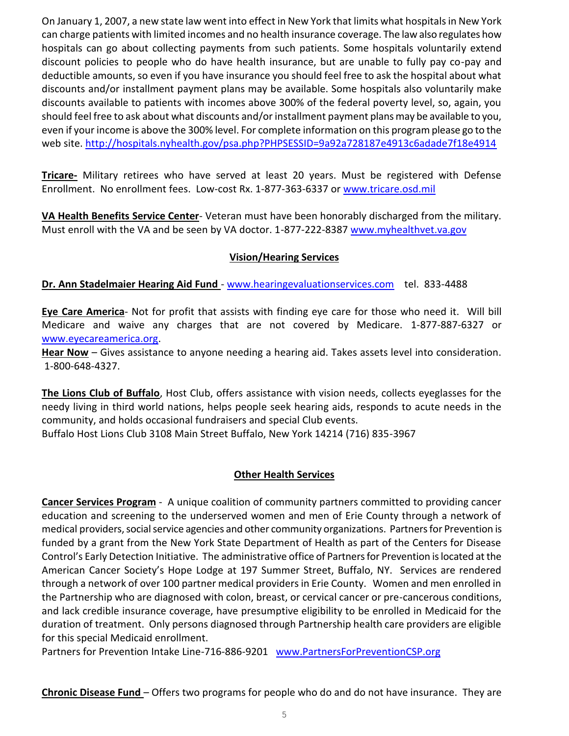On January 1, 2007, a new state law went into effect in New York that limits what hospitals in New York can charge patients with limited incomes and no health insurance coverage. The law also regulates how hospitals can go about collecting payments from such patients. Some hospitals voluntarily extend discount policies to people who do have health insurance, but are unable to fully pay co-pay and deductible amounts, so even if you have insurance you should feel free to ask the hospital about what discounts and/or installment payment plans may be available. Some hospitals also voluntarily make discounts available to patients with incomes above 300% of the federal poverty level, so, again, you should feel free to ask about what discounts and/or installment payment plans may be available to you, even if your income is above the 300% level. For complete information on this program please go to the web site. http://hospitals.nyhealth.gov/psa.php?PHPSESSID=9a92a728187e4913c6adade7f18e4914

**Tricare-** Military retirees who have served at least 20 years. Must be registered with Defense Enrollment. No enrollment fees. Low-cost Rx. 1-877-363-6337 or www.tricare.osd.mil

**VA Health Benefits Service Center**- Veteran must have been honorably discharged from the military. Must enroll with the VA and be seen by VA doctor. 1-877-222-8387 www.myhealthvet.va.gov

## Vision/Hearing Services

**Dr. Ann Stadelmaier Hearing Aid Fund** - www.hearingevaluationservices.com tel. 833-4488

**Eye Care America**- Not for profit that assists with finding eye care for those who need it. Will bill Medicare and waive any charges that are not covered by Medicare. 1-877-887-6327 or www.eyecareamerica.org.

**Hear Now** – Gives assistance to anyone needing a hearing aid. Takes assets level into consideration. 1-800-648-4327.

**The Lions Club of Buffalo**, Host Club, offers assistance with vision needs, collects eyeglasses for the needy living in third world nations, helps people seek hearing aids, responds to acute needs in the community, and holds occasional fundraisers and special Club events.
Buffalo Host Lions Club 3108 Main Street Buffalo, New York 14214 (716) 835-3967

## Other Health Services

**Cancer Services Program** - A unique coalition of community partners committed to providing cancer education and screening to the underserved women and men of Erie County through a network of medical providers, social service agencies and other community organizations. Partners for Prevention is funded by a grant from the New York State Department of Health as part of the Centers for Disease Control's Early Detection Initiative. The administrative office of Partners for Prevention is located at the American Cancer Society's Hope Lodge at 197 Summer Street, Buffalo, NY. Services are rendered through a network of over 100 partner medical providers in Erie County. Women and men enrolled in the Partnership who are diagnosed with colon, breast, or cervical cancer or pre-cancerous conditions, and lack credible insurance coverage, have presumptive eligibility to be enrolled in Medicaid for the duration of treatment. Only persons diagnosed through Partnership health care providers are eligible for this special Medicaid enrollment.
Partners for Prevention Intake Line-716-886-9201 www.PartnersForPreventionCSP.org

**Chronic Disease Fund** – Offers two programs for people who do and do not have insurance. They are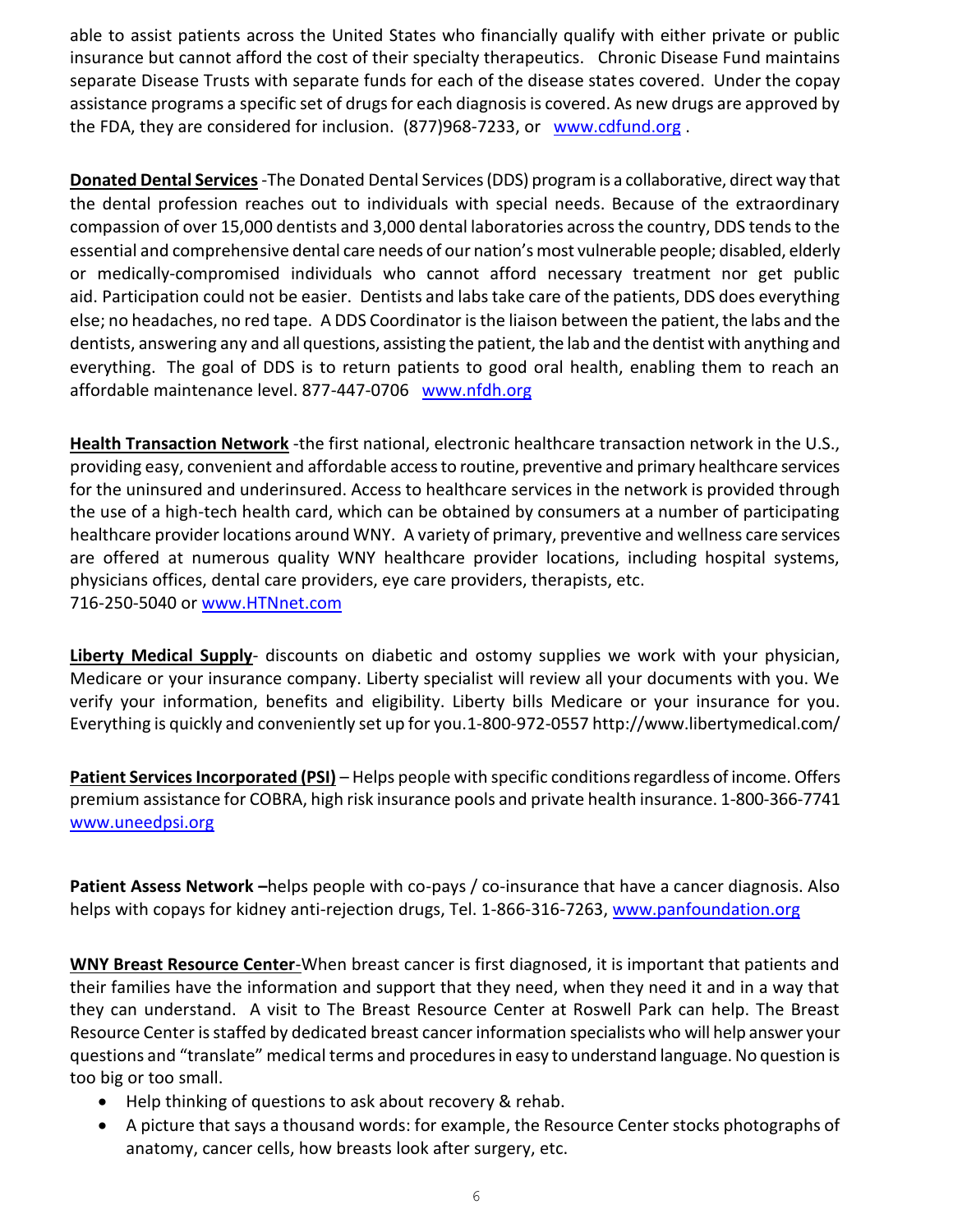able to assist patients across the United States who financially qualify with either private or public insurance but cannot afford the cost of their specialty therapeutics. Chronic Disease Fund maintains separate Disease Trusts with separate funds for each of the disease states covered. Under the copay assistance programs a specific set of drugs for each diagnosis is covered. As new drugs are approved by the FDA, they are considered for inclusion. (877)968-7233, or [www.cdfund.org](http://www.cdfund.org) .

**Donated Dental Services** -The Donated Dental Services (DDS) program is a collaborative, direct way that the dental profession reaches out to individuals with special needs. Because of the extraordinary compassion of over 15,000 dentists and 3,000 dental laboratories across the country, DDS tends to the essential and comprehensive dental care needs of our nation's most vulnerable people; disabled, elderly or medically-compromised individuals who cannot afford necessary treatment nor get public aid. Participation could not be easier. Dentists and labs take care of the patients, DDS does everything else; no headaches, no red tape. A DDS Coordinator is the liaison between the patient, the labs and the dentists, answering any and all questions, assisting the patient, the lab and the dentist with anything and everything. The goal of DDS is to return patients to good oral health, enabling them to reach an affordable maintenance level. 877-447-0706 [www.nfdh.org](http://www.nfdh.org)

**Health Transaction Network** -the first national, electronic healthcare transaction network in the U.S., providing easy, convenient and affordable access to routine, preventive and primary healthcare services for the uninsured and underinsured. Access to healthcare services in the network is provided through the use of a high-tech health card, which can be obtained by consumers at a number of participating healthcare provider locations around WNY. A variety of primary, preventive and wellness care services are offered at numerous quality WNY healthcare provider locations, including hospital systems, physicians offices, dental care providers, eye care providers, therapists, etc.
716-250-5040 or [www.HTNnet.com](http://www.HTNnet.com)

**Liberty Medical Supply**- discounts on diabetic and ostomy supplies we work with your physician, Medicare or your insurance company. Liberty specialist will review all your documents with you. We verify your information, benefits and eligibility. Liberty bills Medicare or your insurance for you. Everything is quickly and conveniently set up for you.1-800-972-0557 http://www.libertymedical.com/

**Patient Services Incorporated (PSI)** – Helps people with specific conditions regardless of income. Offers premium assistance for COBRA, high risk insurance pools and private health insurance. 1-800-366-7741 [www.uneedpsi.org](http://www.uneedpsi.org)

**Patient Assess Network –**helps people with co-pays / co-insurance that have a cancer diagnosis. Also helps with copays for kidney anti-rejection drugs, Tel. 1-866-316-7263, [www.panfoundation.org](http://www.panfoundation.org)

**WNY Breast Resource Center**-When breast cancer is first diagnosed, it is important that patients and their families have the information and support that they need, when they need it and in a way that they can understand. A visit to The Breast Resource Center at Roswell Park can help. The Breast Resource Center is staffed by dedicated breast cancer information specialists who will help answer your questions and "translate" medical terms and procedures in easy to understand language. No question is too big or too small.

- Help thinking of questions to ask about recovery & rehab.
- A picture that says a thousand words: for example, the Resource Center stocks photographs of anatomy, cancer cells, how breasts look after surgery, etc.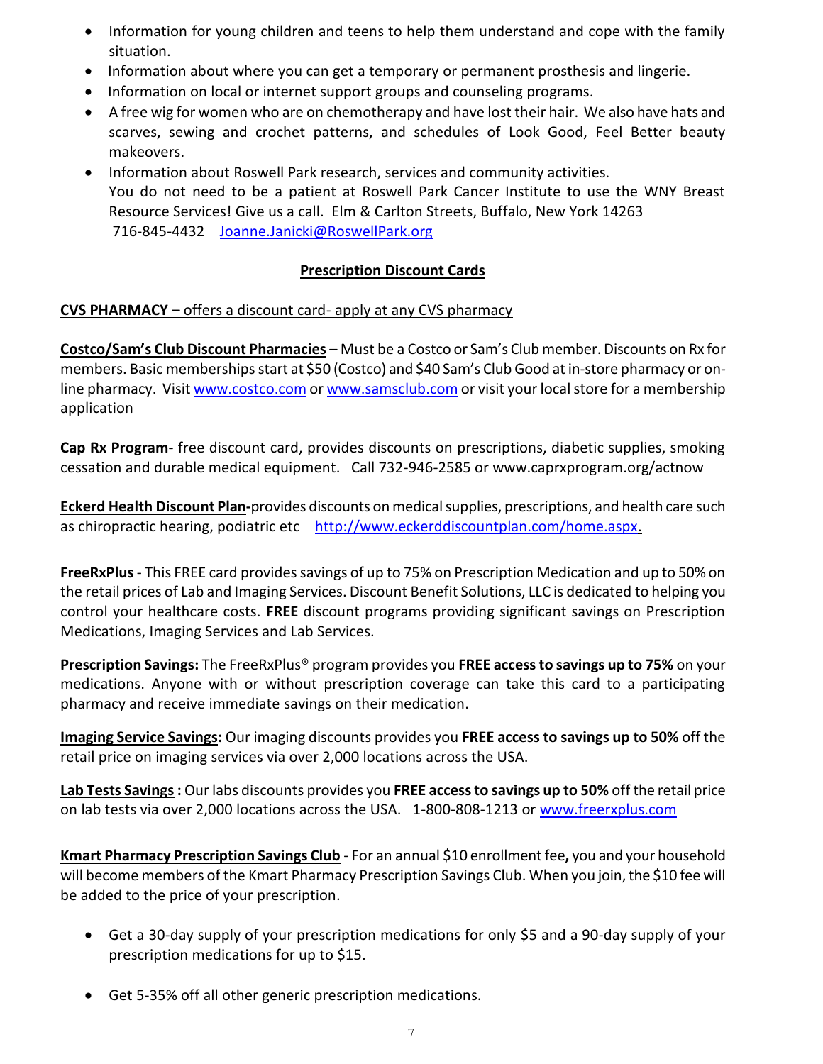- Information for young children and teens to help them understand and cope with the family situation.
- Information about where you can get a temporary or permanent prosthesis and lingerie.
- Information on local or internet support groups and counseling programs.
- A free wig for women who are on chemotherapy and have lost their hair. We also have hats and scarves, sewing and crochet patterns, and schedules of Look Good, Feel Better beauty makeovers.
- Information about Roswell Park research, services and community activities.
  You do not need to be a patient at Roswell Park Cancer Institute to use the WNY Breast Resource Services! Give us a call. Elm & Carlton Streets, Buffalo, New York 14263
  716-845-4432 Joanne.Janicki@RoswellPark.org

## Prescription Discount Cards

**CVS PHARMACY –** offers a discount card- apply at any CVS pharmacy

**Costco/Sam's Club Discount Pharmacies** – Must be a Costco or Sam's Club member. Discounts on Rx for members. Basic memberships start at $50 (Costco) and $40 Sam's Club Good at in-store pharmacy or on-line pharmacy. Visit www.costco.com or www.samsclub.com or visit your local store for a membership application

**Cap Rx Program**- free discount card, provides discounts on prescriptions, diabetic supplies, smoking cessation and durable medical equipment. Call 732-946-2585 or www.caprxprogram.org/actnow

**Eckerd Health Discount Plan-**provides discounts on medical supplies, prescriptions, and health care such as chiropractic hearing, podiatric etc http://www.eckerddiscountplan.com/home.aspx.

**FreeRxPlus** - This FREE card provides savings of up to 75% on Prescription Medication and up to 50% on the retail prices of Lab and Imaging Services. Discount Benefit Solutions, LLC is dedicated to helping you control your healthcare costs. **FREE** discount programs providing significant savings on Prescription Medications, Imaging Services and Lab Services.

**Prescription Savings:** The FreeRxPlus® program provides you **FREE access to savings up to 75%** on your medications. Anyone with or without prescription coverage can take this card to a participating pharmacy and receive immediate savings on their medication.

**Imaging Service Savings:** Our imaging discounts provides you **FREE access to savings up to 50%** off the retail price on imaging services via over 2,000 locations across the USA.

**Lab Tests Savings :** Our labs discounts provides you **FREE access to savings up to 50%** off the retail price on lab tests via over 2,000 locations across the USA. 1-800-808-1213 or www.freerxplus.com

**Kmart Pharmacy Prescription Savings Club** - For an annual $10 enrollment fee**,** you and your household will become members of the Kmart Pharmacy Prescription Savings Club. When you join, the $10 fee will be added to the price of your prescription.

- Get a 30-day supply of your prescription medications for only $5 and a 90-day supply of your prescription medications for up to $15.
- Get 5-35% off all other generic prescription medications.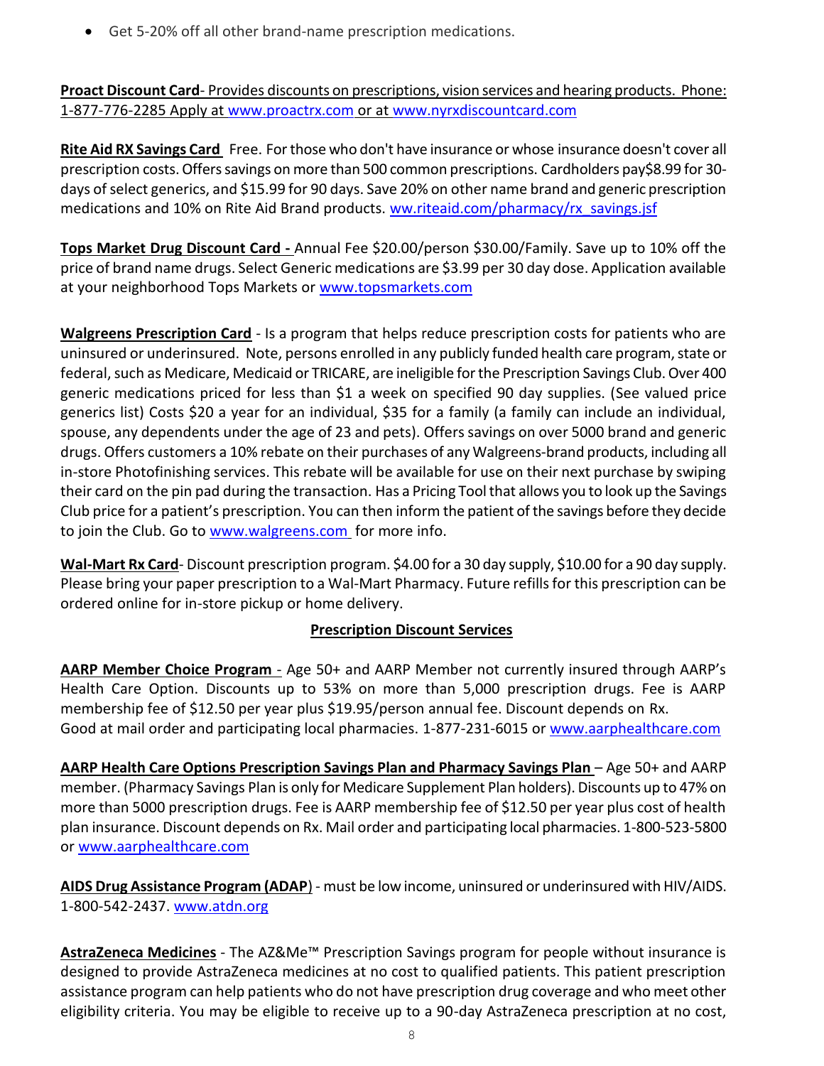- Get 5-20% off all other brand-name prescription medications.

**Proact Discount Card**- Provides discounts on prescriptions, vision services and hearing products. Phone: 1-877-776-2285 Apply at www.proactrx.com or at www.nyrxdiscountcard.com

**Rite Aid RX Savings Card** Free. For those who don't have insurance or whose insurance doesn't cover all prescription costs. Offers savings on more than 500 common prescriptions. Cardholders pay$8.99 for 30-days of select generics, and $15.99 for 90 days. Save 20% on other name brand and generic prescription medications and 10% on Rite Aid Brand products. ww.riteaid.com/pharmacy/rx_savings.jsf

**Tops Market Drug Discount Card -** Annual Fee $20.00/person $30.00/Family. Save up to 10% off the price of brand name drugs. Select Generic medications are $3.99 per 30 day dose. Application available at your neighborhood Tops Markets or www.topsmarkets.com

**Walgreens Prescription Card** - Is a program that helps reduce prescription costs for patients who are uninsured or underinsured. Note, persons enrolled in any publicly funded health care program, state or federal, such as Medicare, Medicaid or TRICARE, are ineligible for the Prescription Savings Club. Over 400 generic medications priced for less than $1 a week on specified 90 day supplies. (See valued price generics list) Costs $20 a year for an individual, $35 for a family (a family can include an individual, spouse, any dependents under the age of 23 and pets). Offers savings on over 5000 brand and generic drugs. Offers customers a 10% rebate on their purchases of any Walgreens-brand products, including all in-store Photofinishing services. This rebate will be available for use on their next purchase by swiping their card on the pin pad during the transaction. Has a Pricing Tool that allows you to look up the Savings Club price for a patient's prescription. You can then inform the patient of the savings before they decide to join the Club. Go to www.walgreens.com for more info.

**Wal-Mart Rx Card**- Discount prescription program. $4.00 for a 30 day supply, $10.00 for a 90 day supply. Please bring your paper prescription to a Wal-Mart Pharmacy. Future refills for this prescription can be ordered online for in-store pickup or home delivery.

## Prescription Discount Services

**AARP Member Choice Program** - Age 50+ and AARP Member not currently insured through AARP's Health Care Option. Discounts up to 53% on more than 5,000 prescription drugs. Fee is AARP membership fee of $12.50 per year plus $19.95/person annual fee. Discount depends on Rx.
Good at mail order and participating local pharmacies. 1-877-231-6015 or www.aarphealthcare.com

**AARP Health Care Options Prescription Savings Plan and Pharmacy Savings Plan** – Age 50+ and AARP member. (Pharmacy Savings Plan is only for Medicare Supplement Plan holders). Discounts up to 47% on more than 5000 prescription drugs. Fee is AARP membership fee of $12.50 per year plus cost of health plan insurance. Discount depends on Rx. Mail order and participating local pharmacies. 1-800-523-5800 or www.aarphealthcare.com

**AIDS Drug Assistance Program (ADAP)** - must be low income, uninsured or underinsured with HIV/AIDS. 1-800-542-2437. www.atdn.org

**AstraZeneca Medicines** - The AZ&Me™ Prescription Savings program for people without insurance is designed to provide AstraZeneca medicines at no cost to qualified patients. This patient prescription assistance program can help patients who do not have prescription drug coverage and who meet other eligibility criteria. You may be eligible to receive up to a 90-day AstraZeneca prescription at no cost,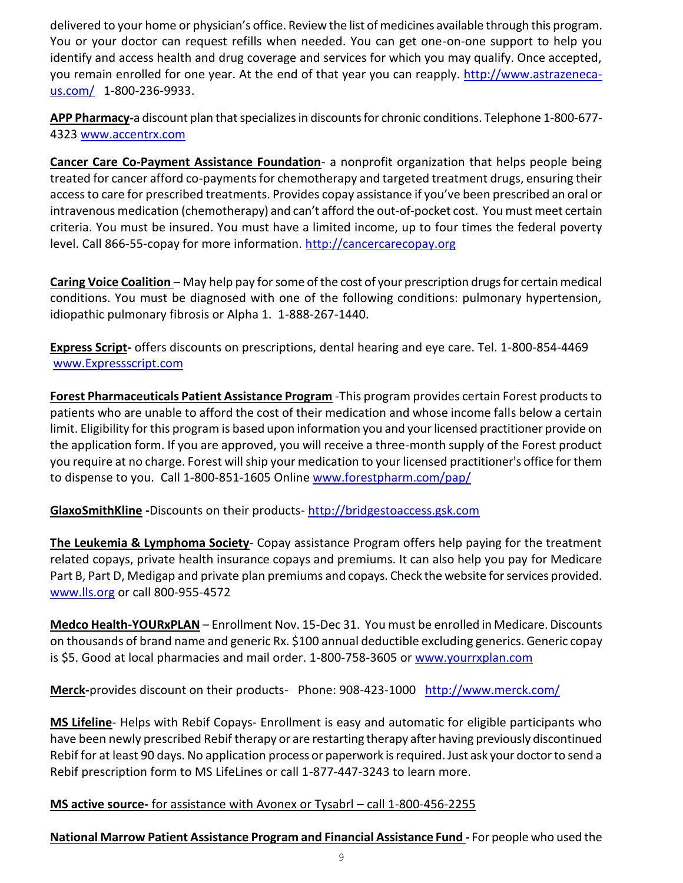delivered to your home or physician's office. Review the list of medicines available through this program. You or your doctor can request refills when needed. You can get one-on-one support to help you identify and access health and drug coverage and services for which you may qualify. Once accepted, you remain enrolled for one year. At the end of that year you can reapply. http://www.astrazeneca-us.com/ 1-800-236-9933.

**APP Pharmacy-** a discount plan that specializes in discounts for chronic conditions. Telephone 1-800-677-4323 www.accentrx.com

**Cancer Care Co-Payment Assistance Foundation**- a nonprofit organization that helps people being treated for cancer afford co-payments for chemotherapy and targeted treatment drugs, ensuring their access to care for prescribed treatments. Provides copay assistance if you've been prescribed an oral or intravenous medication (chemotherapy) and can't afford the out-of-pocket cost. You must meet certain criteria. You must be insured. You must have a limited income, up to four times the federal poverty level. Call 866-55-copay for more information. http://cancercarecopay.org

**Caring Voice Coalition** – May help pay for some of the cost of your prescription drugs for certain medical conditions. You must be diagnosed with one of the following conditions: pulmonary hypertension, idiopathic pulmonary fibrosis or Alpha 1. 1-888-267-1440.

**Express Script-** offers discounts on prescriptions, dental hearing and eye care. Tel. 1-800-854-4469 www.Expressscript.com

**Forest Pharmaceuticals Patient Assistance Program** -This program provides certain Forest products to patients who are unable to afford the cost of their medication and whose income falls below a certain limit. Eligibility for this program is based upon information you and your licensed practitioner provide on the application form. If you are approved, you will receive a three-month supply of the Forest product you require at no charge. Forest will ship your medication to your licensed practitioner's office for them to dispense to you. Call 1-800-851-1605 Online www.forestpharm.com/pap/

**GlaxoSmithKline** -Discounts on their products- http://bridgestoaccess.gsk.com

**The Leukemia & Lymphoma Society**- Copay assistance Program offers help paying for the treatment related copays, private health insurance copays and premiums. It can also help you pay for Medicare Part B, Part D, Medigap and private plan premiums and copays. Check the website for services provided. www.lls.org or call 800-955-4572

**Medco Health-YOURxPLAN** – Enrollment Nov. 15-Dec 31. You must be enrolled in Medicare. Discounts on thousands of brand name and generic Rx. $100 annual deductible excluding generics. Generic copay is $5. Good at local pharmacies and mail order. 1-800-758-3605 or www.yourrxplan.com

**Merck-** provides discount on their products- Phone: 908-423-1000 http://www.merck.com/

**MS Lifeline**- Helps with Rebif Copays- Enrollment is easy and automatic for eligible participants who have been newly prescribed Rebif therapy or are restarting therapy after having previously discontinued Rebif for at least 90 days. No application process or paperwork is required. Just ask your doctor to send a Rebif prescription form to MS LifeLines or call 1-877-447-3243 to learn more.

**MS active source-** for assistance with Avonex or Tysabrl – call 1-800-456-2255

**National Marrow Patient Assistance Program and Financial Assistance Fund -** For people who used the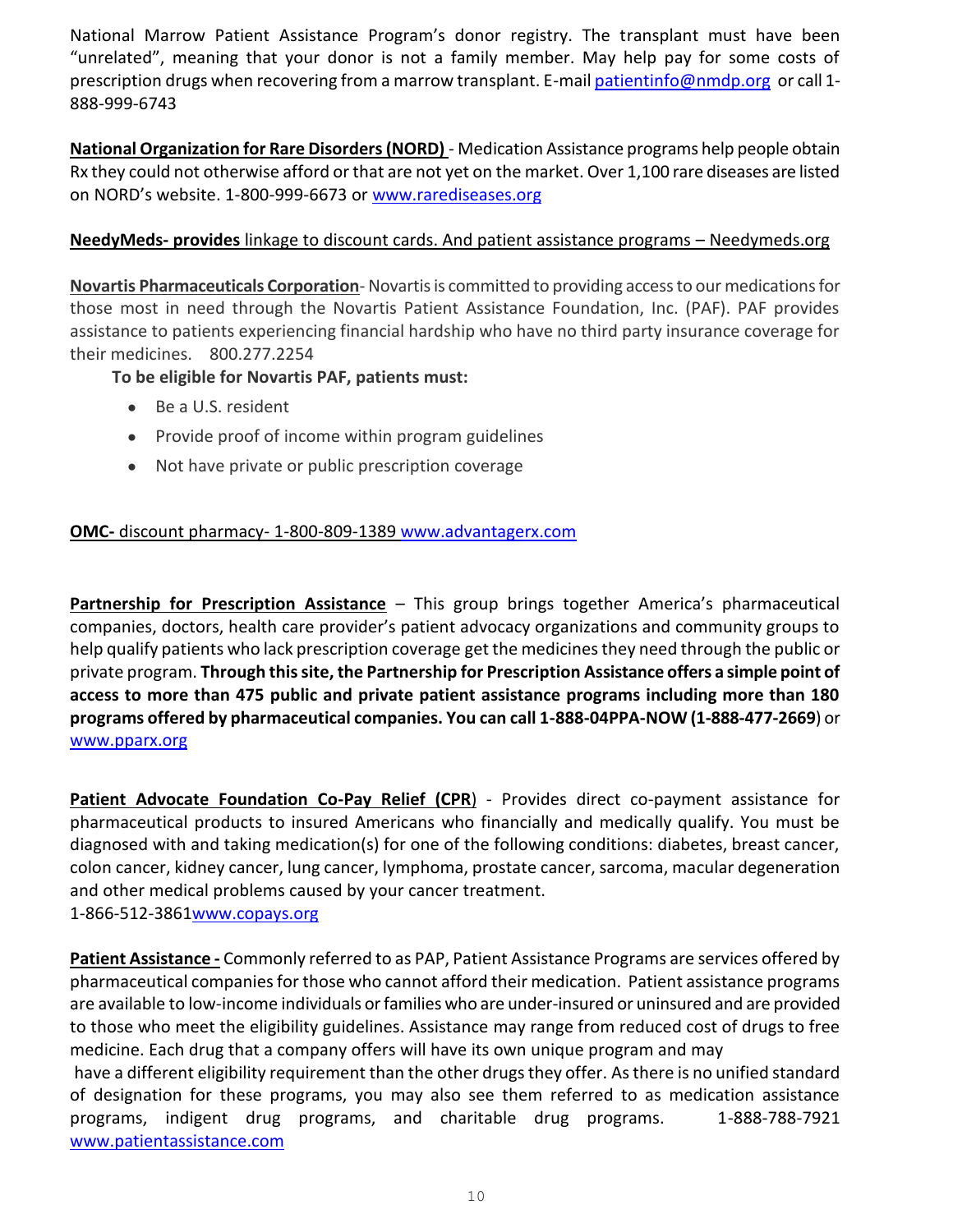National Marrow Patient Assistance Program's donor registry. The transplant must have been "unrelated", meaning that your donor is not a family member. May help pay for some costs of prescription drugs when recovering from a marrow transplant. E-mail patientinfo@nmdp.org or call 1-888-999-6743

**National Organization for Rare Disorders (NORD)** - Medication Assistance programs help people obtain Rx they could not otherwise afford or that are not yet on the market. Over 1,100 rare diseases are listed on NORD's website. 1-800-999-6673 or www.rarediseases.org

**NeedyMeds- provides** linkage to discount cards. And patient assistance programs – Needymeds.org

**Novartis Pharmaceuticals Corporation**- Novartis is committed to providing access to our medications for those most in need through the Novartis Patient Assistance Foundation, Inc. (PAF). PAF provides assistance to patients experiencing financial hardship who have no third party insurance coverage for their medicines. 800.277.2254

**To be eligible for Novartis PAF, patients must:**

- Be a U.S. resident
- Provide proof of income within program guidelines
- Not have private or public prescription coverage

**OMC-** discount pharmacy- 1-800-809-1389 www.advantagerx.com

**Partnership for Prescription Assistance** – This group brings together America's pharmaceutical companies, doctors, health care provider's patient advocacy organizations and community groups to help qualify patients who lack prescription coverage get the medicines they need through the public or private program. **Through this site, the Partnership for Prescription Assistance offers a simple point of access to more than 475 public and private patient assistance programs including more than 180 programs offered by pharmaceutical companies. You can call 1-888-04PPA-NOW (1-888-477-2669**) or www.pparx.org

**Patient Advocate Foundation Co-Pay Relief (CPR**) - Provides direct co-payment assistance for pharmaceutical products to insured Americans who financially and medically qualify. You must be diagnosed with and taking medication(s) for one of the following conditions: diabetes, breast cancer, colon cancer, kidney cancer, lung cancer, lymphoma, prostate cancer, sarcoma, macular degeneration and other medical problems caused by your cancer treatment.
1-866-512-3861www.copays.org

**Patient Assistance -** Commonly referred to as PAP, Patient Assistance Programs are services offered by pharmaceutical companies for those who cannot afford their medication. Patient assistance programs are available to low-income individuals or families who are under-insured or uninsured and are provided to those who meet the eligibility guidelines. Assistance may range from reduced cost of drugs to free medicine. Each drug that a company offers will have its own unique program and may have a different eligibility requirement than the other drugs they offer. As there is no unified standard of designation for these programs, you may also see them referred to as medication assistance programs, indigent drug programs, and charitable drug programs. 1-888-788-7921 www.patientassistance.com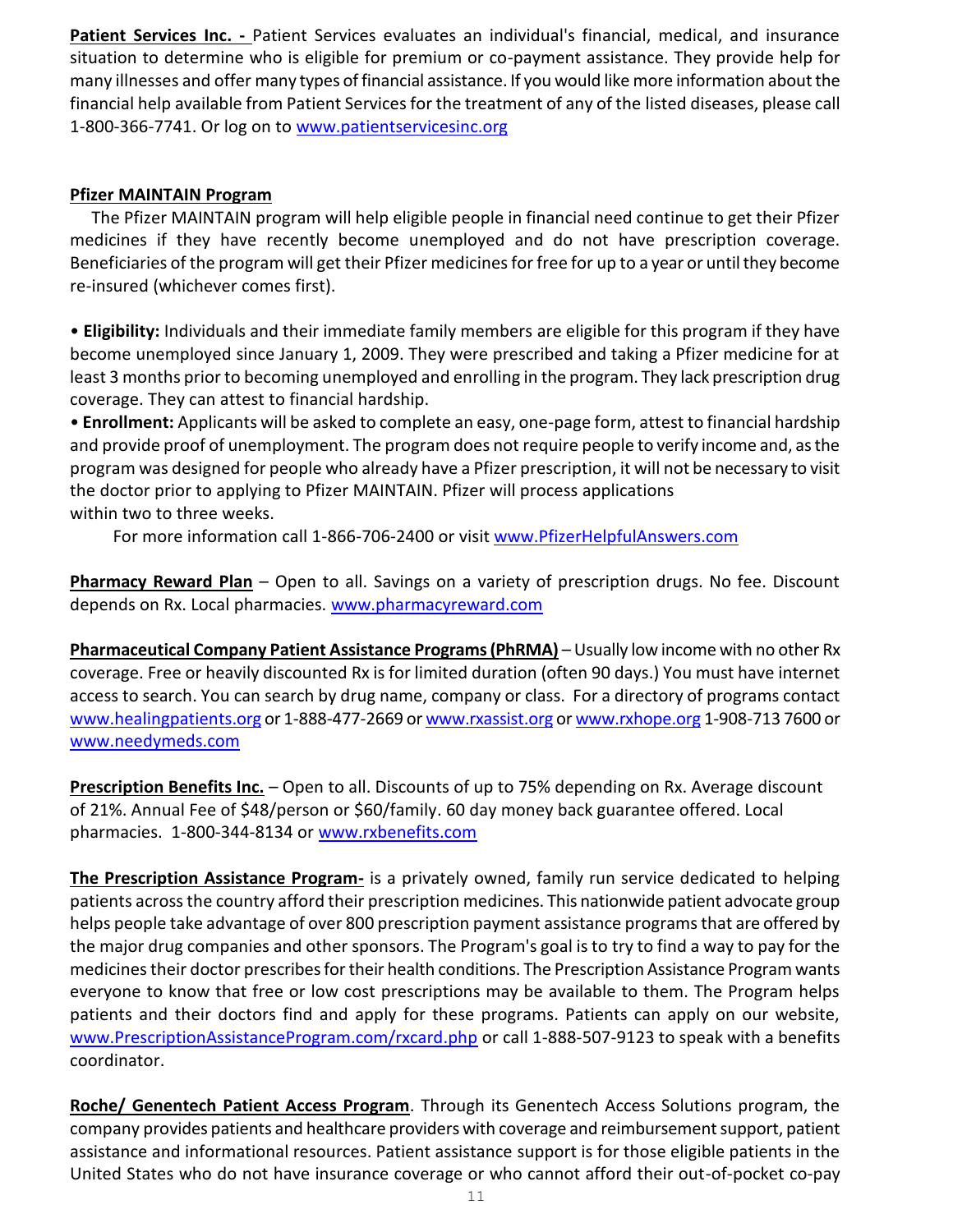**Patient Services Inc. -** Patient Services evaluates an individual's financial, medical, and insurance situation to determine who is eligible for premium or co-payment assistance. They provide help for many illnesses and offer many types of financial assistance. If you would like more information about the financial help available from Patient Services for the treatment of any of the listed diseases, please call 1-800-366-7741. Or log on to www.patientservicesinc.org

**Pfizer MAINTAIN Program**

The Pfizer MAINTAIN program will help eligible people in financial need continue to get their Pfizer medicines if they have recently become unemployed and do not have prescription coverage. Beneficiaries of the program will get their Pfizer medicines for free for up to a year or until they become re-insured (whichever comes first).

- **Eligibility:** Individuals and their immediate family members are eligible for this program if they have become unemployed since January 1, 2009. They were prescribed and taking a Pfizer medicine for at least 3 months prior to becoming unemployed and enrolling in the program. They lack prescription drug coverage. They can attest to financial hardship.
- **Enrollment:** Applicants will be asked to complete an easy, one-page form, attest to financial hardship and provide proof of unemployment. The program does not require people to verify income and, as the program was designed for people who already have a Pfizer prescription, it will not be necessary to visit the doctor prior to applying to Pfizer MAINTAIN. Pfizer will process applications within two to three weeks.

For more information call 1-866-706-2400 or visit www.PfizerHelpfulAnswers.com

**Pharmacy Reward Plan** – Open to all. Savings on a variety of prescription drugs. No fee. Discount depends on Rx. Local pharmacies. www.pharmacyreward.com

**Pharmaceutical Company Patient Assistance Programs (PhRMA)** – Usually low income with no other Rx coverage. Free or heavily discounted Rx is for limited duration (often 90 days.) You must have internet access to search. You can search by drug name, company or class. For a directory of programs contact www.healingpatients.org or 1-888-477-2669 or www.rxassist.org or www.rxhope.org 1-908-713 7600 or www.needymeds.com

**Prescription Benefits Inc.** – Open to all. Discounts of up to 75% depending on Rx. Average discount of 21%. Annual Fee of $48/person or $60/family. 60 day money back guarantee offered. Local pharmacies. 1-800-344-8134 or www.rxbenefits.com

**The Prescription Assistance Program-** is a privately owned, family run service dedicated to helping patients across the country afford their prescription medicines. This nationwide patient advocate group helps people take advantage of over 800 prescription payment assistance programs that are offered by the major drug companies and other sponsors. The Program's goal is to try to find a way to pay for the medicines their doctor prescribes for their health conditions. The Prescription Assistance Program wants everyone to know that free or low cost prescriptions may be available to them. The Program helps patients and their doctors find and apply for these programs. Patients can apply on our website, www.PrescriptionAssistanceProgram.com/rxcard.php or call 1-888-507-9123 to speak with a benefits coordinator.

**Roche/ Genentech Patient Access Program**. Through its Genentech Access Solutions program, the company provides patients and healthcare providers with coverage and reimbursement support, patient assistance and informational resources. Patient assistance support is for those eligible patients in the United States who do not have insurance coverage or who cannot afford their out-of-pocket co-pay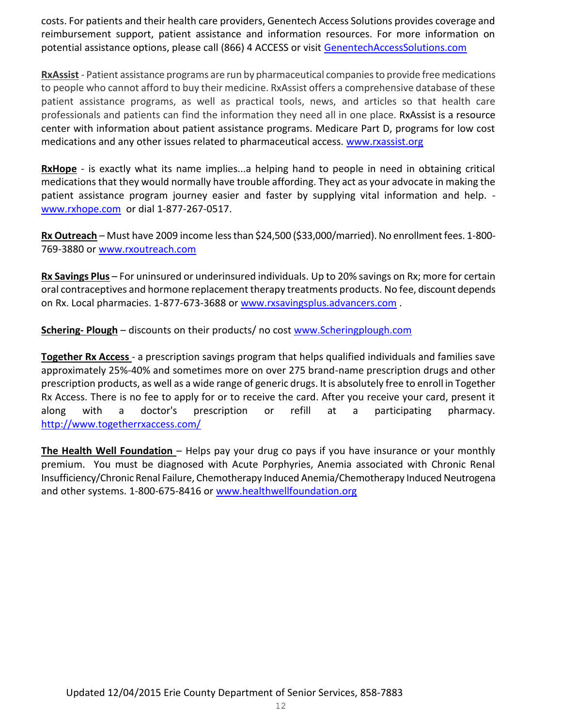costs. For patients and their health care providers, Genentech Access Solutions provides coverage and reimbursement support, patient assistance and information resources. For more information on potential assistance options, please call (866) 4 ACCESS or visit GenentechAccessSolutions.com

**RxAssist** - Patient assistance programs are run by pharmaceutical companies to provide free medications to people who cannot afford to buy their medicine. RxAssist offers a comprehensive database of these patient assistance programs, as well as practical tools, news, and articles so that health care professionals and patients can find the information they need all in one place. RxAssist is a resource center with information about patient assistance programs. Medicare Part D, programs for low cost medications and any other issues related to pharmaceutical access. www.rxassist.org

**RxHope** - is exactly what its name implies...a helping hand to people in need in obtaining critical medications that they would normally have trouble affording. They act as your advocate in making the patient assistance program journey easier and faster by supplying vital information and help. - www.rxhope.com or dial 1-877-267-0517.

**Rx Outreach** – Must have 2009 income less than $24,500 ($33,000/married). No enrollment fees. 1-800-769-3880 or www.rxoutreach.com

**Rx Savings Plus** – For uninsured or underinsured individuals. Up to 20% savings on Rx; more for certain oral contraceptives and hormone replacement therapy treatments products. No fee, discount depends on Rx. Local pharmacies. 1-877-673-3688 or www.rxsavingsplus.advancers.com .

**Schering- Plough** – discounts on their products/ no cost www.Scheringplough.com

**Together Rx Access** - a prescription savings program that helps qualified individuals and families save approximately 25%-40% and sometimes more on over 275 brand-name prescription drugs and other prescription products, as well as a wide range of generic drugs. It is absolutely free to enroll in Together Rx Access. There is no fee to apply for or to receive the card. After you receive your card, present it along with a doctor's prescription or refill at a participating pharmacy. http://www.togetherrxaccess.com/

**The Health Well Foundation** – Helps pay your drug co pays if you have insurance or your monthly premium. You must be diagnosed with Acute Porphyries, Anemia associated with Chronic Renal Insufficiency/Chronic Renal Failure, Chemotherapy Induced Anemia/Chemotherapy Induced Neutrogena and other systems. 1-800-675-8416 or www.healthwellfoundation.org

Updated 12/04/2015 Erie County Department of Senior Services, 858-7883